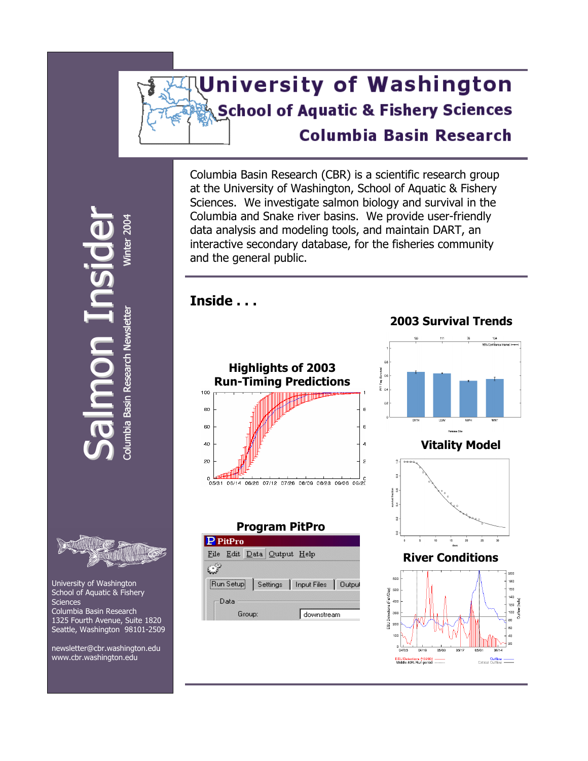# University of Washington

## School of Aquatic & Fishery Sciences

## Columbia Basin Research

# Salmon Insider

Columbia Basin Research Newsletter

Winter 2004

Columbia Basin Research (CBR) is a scientific research group at the University of Washington, School of Aquatic & Fishery Sciences. We investigate salmon biology and survival in the Columbia and Snake river basins. We provide user-friendly data analysis and modeling tools, and maintain DART, an interactive secondary database, for the fisheries community and the general public.

## Inside . . .

**2003 Survival Trends**

**Highlights of 2003 Run-Timing Predictions**

**Vitality Model**

**Program PitPro**

**River Conditions**

University of Washington
School of Aquatic & Fishery Sciences
Columbia Basin Research
1325 Fourth Avenue, Suite 1820
Seattle, Washington 98101-2509

newsletter@cbr.washington.edu
www.cbr.washington.edu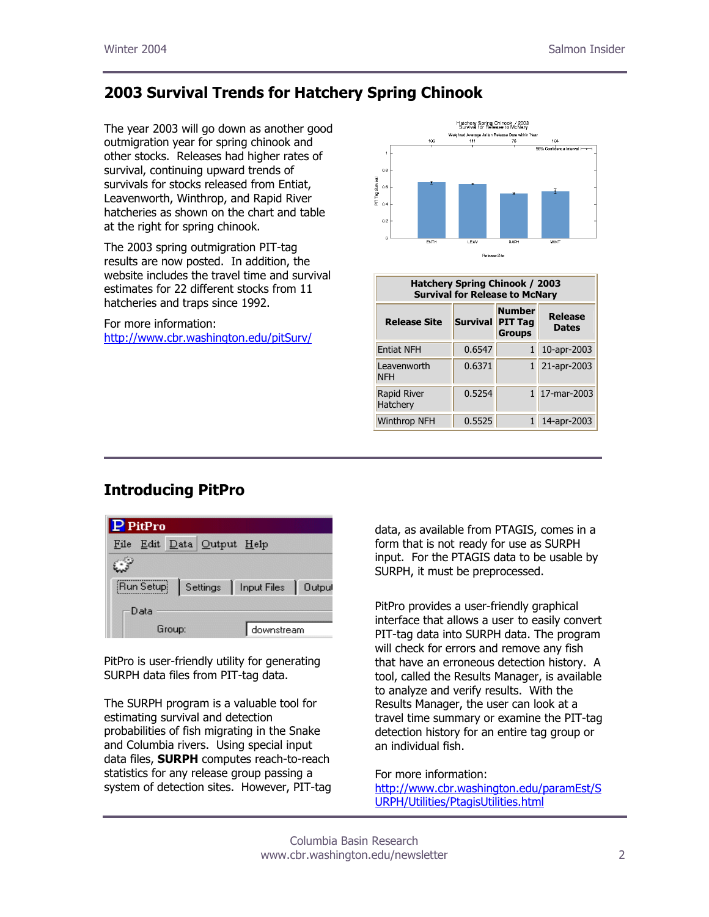## 2003 Survival Trends for Hatchery Spring Chinook

The year 2003 will go down as another good outmigration year for spring chinook and other stocks. Releases had higher rates of survival, continuing upward trends of survivals for stocks released from Entiat, Leavenworth, Winthrop, and Rapid River hatcheries as shown on the chart and table at the right for spring chinook.

The 2003 spring outmigration PIT-tag results are now posted. In addition, the website includes the travel time and survival estimates for 22 different stocks from 11 hatcheries and traps since 1992.

For more information:
http://www.cbr.washington.edu/pitSurv/

**Hatchery Spring Chinook / 2003**
**Survival for Release to McNary**

| Release Site | Survival | Number PIT Tag Groups | Release Dates |
|---|---|---|---|
| Entiat NFH | 0.6547 | 1 | 10-apr-2003 |
| Leavenworth NFH | 0.6371 | 1 | 21-apr-2003 |
| Rapid River Hatchery | 0.5254 | 1 | 17-mar-2003 |
| Winthrop NFH | 0.5525 | 1 | 14-apr-2003 |

## Introducing PitPro

PitPro is user-friendly utility for generating SURPH data files from PIT-tag data.

The SURPH program is a valuable tool for estimating survival and detection probabilities of fish migrating in the Snake and Columbia rivers. Using special input data files, **SURPH** computes reach-to-reach statistics for any release group passing a system of detection sites. However, PIT-tag data, as available from PTAGIS, comes in a form that is not ready for use as SURPH input. For the PTAGIS data to be usable by SURPH, it must be preprocessed.

PitPro provides a user-friendly graphical interface that allows a user to easily convert PIT-tag data into SURPH data. The program will check for errors and remove any fish that have an erroneous detection history. A tool, called the Results Manager, is available to analyze and verify results. With the Results Manager, the user can look at a travel time summary or examine the PIT-tag detection history for an entire tag group or an individual fish.

For more information:
http://www.cbr.washington.edu/paramEst/SURPH/Utilities/PtagisUtilities.html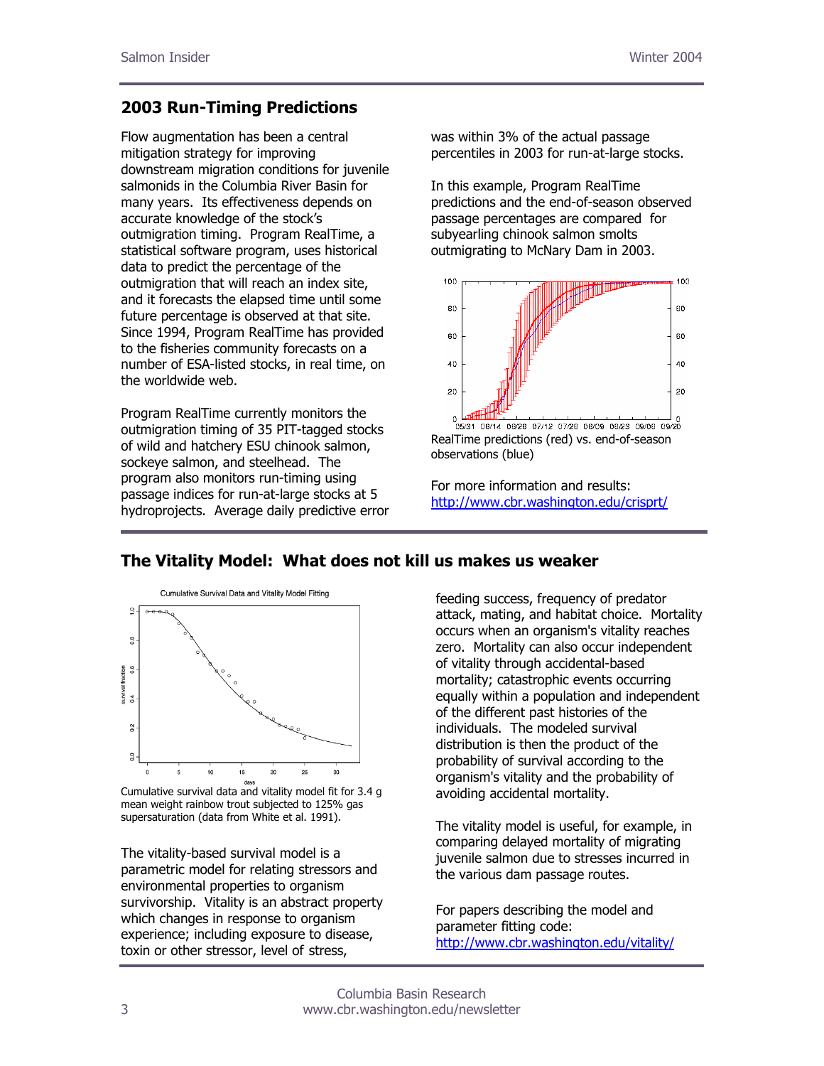## 2003 Run-Timing Predictions

Flow augmentation has been a central mitigation strategy for improving downstream migration conditions for juvenile salmonids in the Columbia River Basin for many years. Its effectiveness depends on accurate knowledge of the stock's outmigration timing. Program RealTime, a statistical software program, uses historical data to predict the percentage of the outmigration that will reach an index site, and it forecasts the elapsed time until some future percentage is observed at that site. Since 1994, Program RealTime has provided to the fisheries community forecasts on a number of ESA-listed stocks, in real time, on the worldwide web.

Program RealTime currently monitors the outmigration timing of 35 PIT-tagged stocks of wild and hatchery ESU chinook salmon, sockeye salmon, and steelhead. The program also monitors run-timing using passage indices for run-at-large stocks at 5 hydroprojects. Average daily predictive error was within 3% of the actual passage percentiles in 2003 for run-at-large stocks.

In this example, Program RealTime predictions and the end-of-season observed passage percentages are compared for subyearling chinook salmon smolts outmigrating to McNary Dam in 2003.

RealTime predictions (red) vs. end-of-season observations (blue)

For more information and results:
http://www.cbr.washington.edu/crisprt/

## The Vitality Model: What does not kill us makes us weaker

Cumulative survival data and vitality model fit for 3.4 g mean weight rainbow trout subjected to 125% gas supersaturation (data from White et al. 1991).

The vitality-based survival model is a parametric model for relating stressors and environmental properties to organism survivorship. Vitality is an abstract property which changes in response to organism experience; including exposure to disease, toxin or other stressor, level of stress, feeding success, frequency of predator attack, mating, and habitat choice. Mortality occurs when an organism's vitality reaches zero. Mortality can also occur independent of vitality through accidental-based mortality; catastrophic events occurring equally within a population and independent of the different past histories of the individuals. The modeled survival distribution is then the product of the probability of survival according to the organism's vitality and the probability of avoiding accidental mortality.

The vitality model is useful, for example, in comparing delayed mortality of migrating juvenile salmon due to stresses incurred in the various dam passage routes.

For papers describing the model and parameter fitting code:
http://www.cbr.washington.edu/vitality/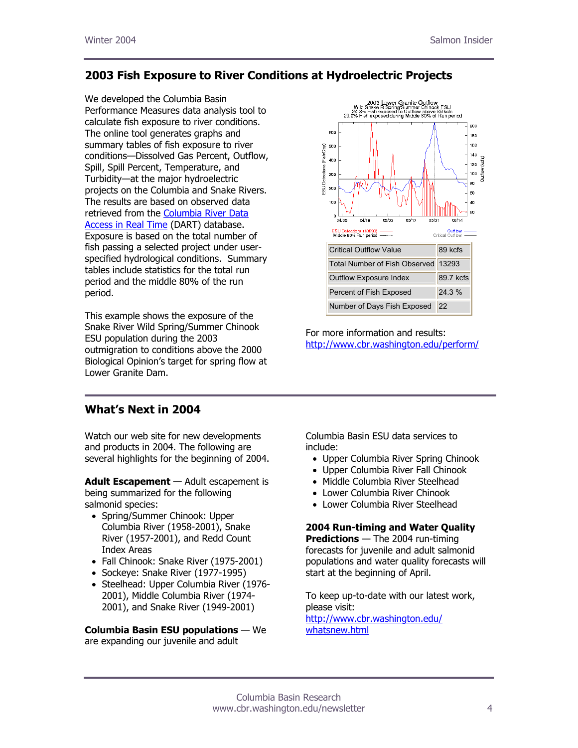## 2003 Fish Exposure to River Conditions at Hydroelectric Projects

We developed the Columbia Basin Performance Measures data analysis tool to calculate fish exposure to river conditions. The online tool generates graphs and summary tables of fish exposure to river conditions—Dissolved Gas Percent, Outflow, Spill, Spill Percent, Temperature, and Turbidity—at the major hydroelectric projects on the Columbia and Snake Rivers. The results are based on observed data retrieved from the Columbia River Data Access in Real Time (DART) database. Exposure is based on the total number of fish passing a selected project under user-specified hydrological conditions. Summary tables include statistics for the total run period and the middle 80% of the run period.

This example shows the exposure of the Snake River Wild Spring/Summer Chinook ESU population during the 2003 outmigration to conditions above the 2000 Biological Opinion's target for spring flow at Lower Granite Dam.

2003 Lower Granite Outflow
Wild Snake R Spring/Summer Chinook ESU
24.3% Fish exposed to Outflow above 89 kcfs
20.9% Fish exposed during Middle 80% of Run period

ESU Detections (Fish/Day)
0
100
200
300
400
500
600

Outflow (kcfs)
20
40
60
80
100
120
140
160
180
200

04/05
04/19
05/03
05/17
05/31
06/14

ESU Detections (13293)
Middle 80% Run period
Outflow
Critical Outflow

| | |
|---|---|
| Critical Outflow Value | 89 kcfs |
| Total Number of Fish Observed | 13293 |
| Outflow Exposure Index | 89.7 kcfs |
| Percent of Fish Exposed | 24.3 % |
| Number of Days Fish Exposed | 22 |

For more information and results:
http://www.cbr.washington.edu/perform/

## What's Next in 2004

Watch our web site for new developments and products in 2004. The following are several highlights for the beginning of 2004.

**Adult Escapement** — Adult escapement is being summarized for the following salmonid species:

- Spring/Summer Chinook: Upper Columbia River (1958-2001), Snake River (1957-2001), and Redd Count Index Areas
- Fall Chinook: Snake River (1975-2001)
- Sockeye: Snake River (1977-1995)
- Steelhead: Upper Columbia River (1976-2001), Middle Columbia River (1974-2001), and Snake River (1949-2001)

**Columbia Basin ESU populations** — We are expanding our juvenile and adult Columbia Basin ESU data services to include:

- Upper Columbia River Spring Chinook
- Upper Columbia River Fall Chinook
- Middle Columbia River Steelhead
- Lower Columbia River Chinook
- Lower Columbia River Steelhead

**2004 Run-timing and Water Quality Predictions** — The 2004 run-timing forecasts for juvenile and adult salmonid populations and water quality forecasts will start at the beginning of April.

To keep up-to-date with our latest work, please visit:
http://www.cbr.washington.edu/whatsnew.html